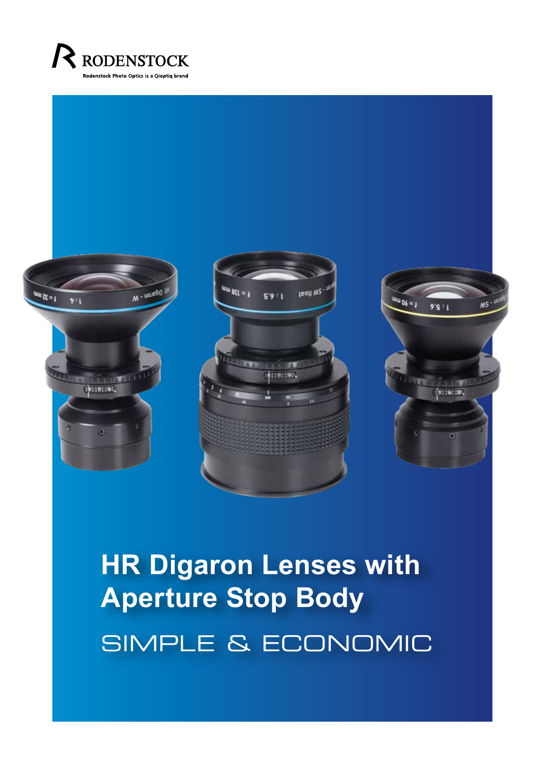RODENSTOCK

Rodenstock Photo Optics is a Qioptiq brand

# HR Digaron Lenses with Aperture Stop Body

SIMPLE & ECONOMIC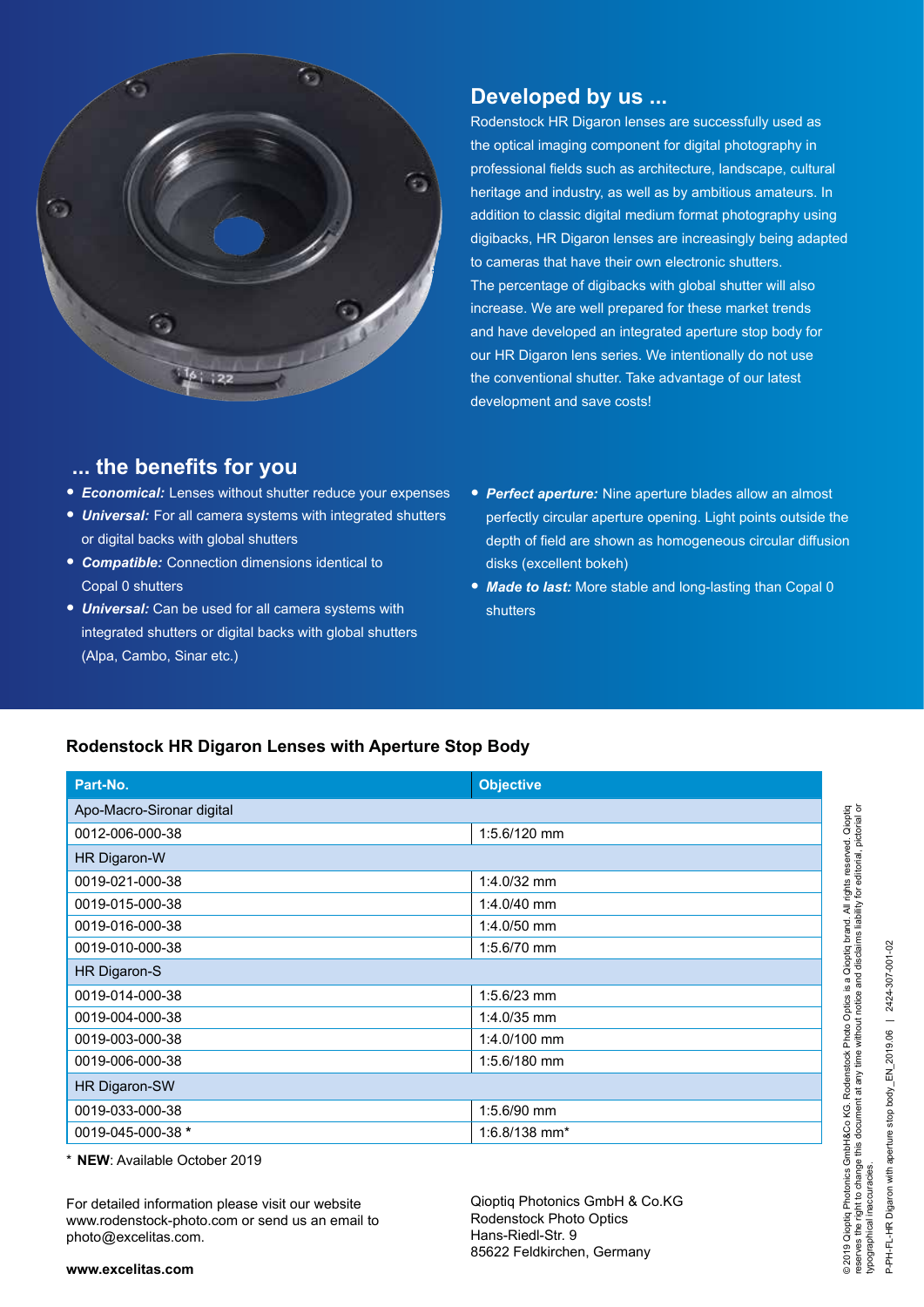## Developed by us ...

Rodenstock HR Digaron lenses are successfully used as the optical imaging component for digital photography in professional fields such as architecture, landscape, cultural heritage and industry, as well as by ambitious amateurs. In addition to classic digital medium format photography using digibacks, HR Digaron lenses are increasingly being adapted to cameras that have their own electronic shutters. The percentage of digibacks with global shutter will also increase. We are well prepared for these market trends and have developed an integrated aperture stop body for our HR Digaron lens series. We intentionally do not use the conventional shutter. Take advantage of our latest development and save costs!

## ... the benefits for you

- ***Economical:*** Lenses without shutter reduce your expenses
- ***Universal:*** For all camera systems with integrated shutters or digital backs with global shutters
- ***Compatible:*** Connection dimensions identical to Copal 0 shutters
- ***Universal:*** Can be used for all camera systems with integrated shutters or digital backs with global shutters (Alpa, Cambo, Sinar etc.)
- ***Perfect aperture:*** Nine aperture blades allow an almost perfectly circular aperture opening. Light points outside the depth of field are shown as homogeneous circular diffusion disks (excellent bokeh)
- ***Made to last:*** More stable and long-lasting than Copal 0 shutters

### Rodenstock HR Digaron Lenses with Aperture Stop Body

| Part-No. | Objective |
|---|---|
| Apo-Macro-Sironar digital | |
| 0012-006-000-38 | 1:5.6/120 mm |
| HR Digaron-W | |
| 0019-021-000-38 | 1:4.0/32 mm |
| 0019-015-000-38 | 1:4.0/40 mm |
| 0019-016-000-38 | 1:4.0/50 mm |
| 0019-010-000-38 | 1:5.6/70 mm |
| HR Digaron-S | |
| 0019-014-000-38 | 1:5.6/23 mm |
| 0019-004-000-38 | 1:4.0/35 mm |
| 0019-003-000-38 | 1:4.0/100 mm |
| 0019-006-000-38 | 1:5.6/180 mm |
| HR Digaron-SW | |
| 0019-033-000-38 | 1:5.6/90 mm |
| 0019-045-000-38 * | 1:6.8/138 mm* |

\* **NEW**: Available October 2019

For detailed information please visit our website www.rodenstock-photo.com or send us an email to photo@excelitas.com.

Qioptiq Photonics GmbH & Co.KG
Rodenstock Photo Optics
Hans-Riedl-Str. 9
85622 Feldkirchen, Germany

**www.excelitas.com**

© 2019 Qioptiq Photonics GmbH&Co KG. Rodenstock Photo Optics is a Qioptiq brand. All rights reserved. Qioptiq reserves the right to change this document at any time without notice and disclaims liability for editorial, pictorial or typographical inaccuracies.

P-PH-FL-HR Digaron with aperture stop body_EN_2019.06 | 2424-307-001-02